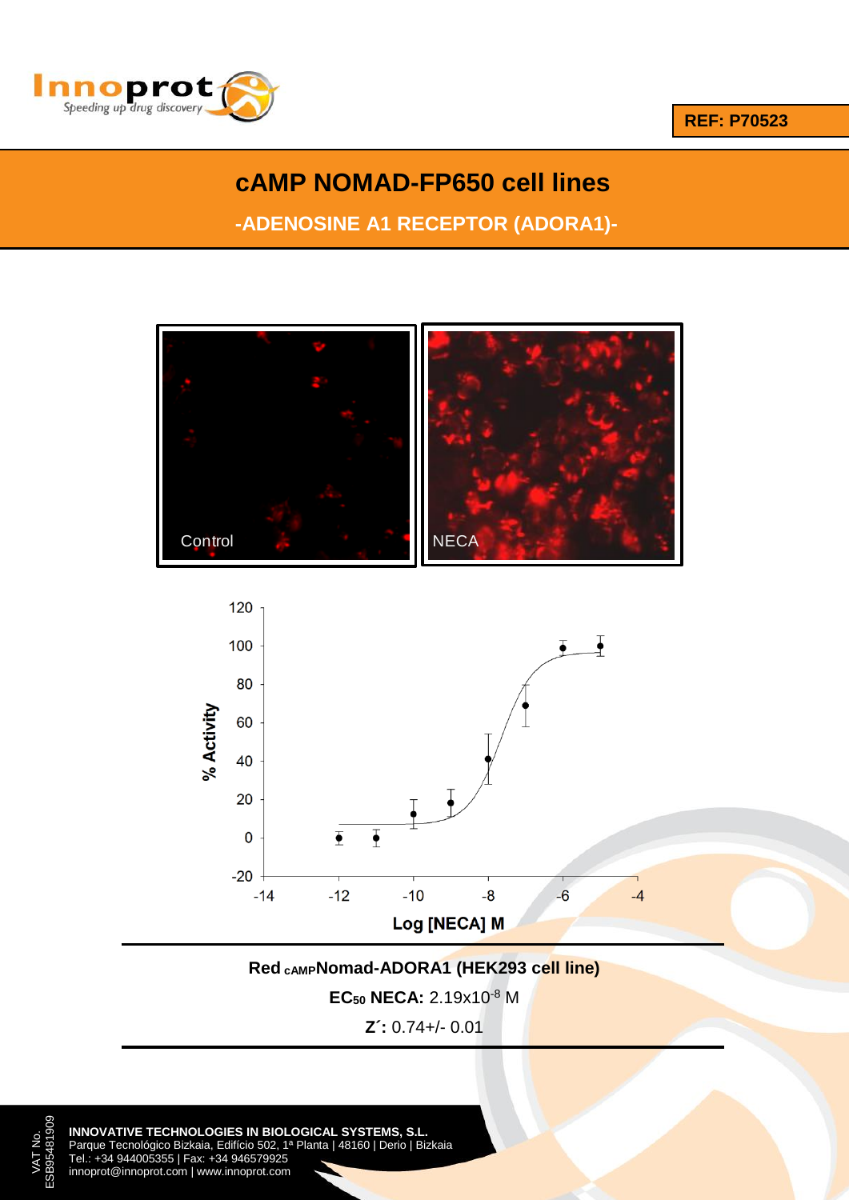REF: P70523

# cAMP NOMAD-FP650 cell lines

## -ADENOSINE A1 RECEPTOR (ADORA1)-

**Red $_{cAMP}$Nomad-ADORA1 (HEK293 cell line)**

**$EC_{50}$ NECA:** $2.19 \times 10^{-8}$ M

**Z´:** 0.74+/- 0.01

**INNOVATIVE TECHNOLOGIES IN BIOLOGICAL SYSTEMS, S.L.**
Parque Tecnológico Bizkaia, Edificio 502, 1ª Planta | 48160 | Derio | Bizkaia
Tel.: +34 944005355 | Fax: +34 946579925
innoprot@innoprot.com | www.innoprot.com

VAT No. ESB95481909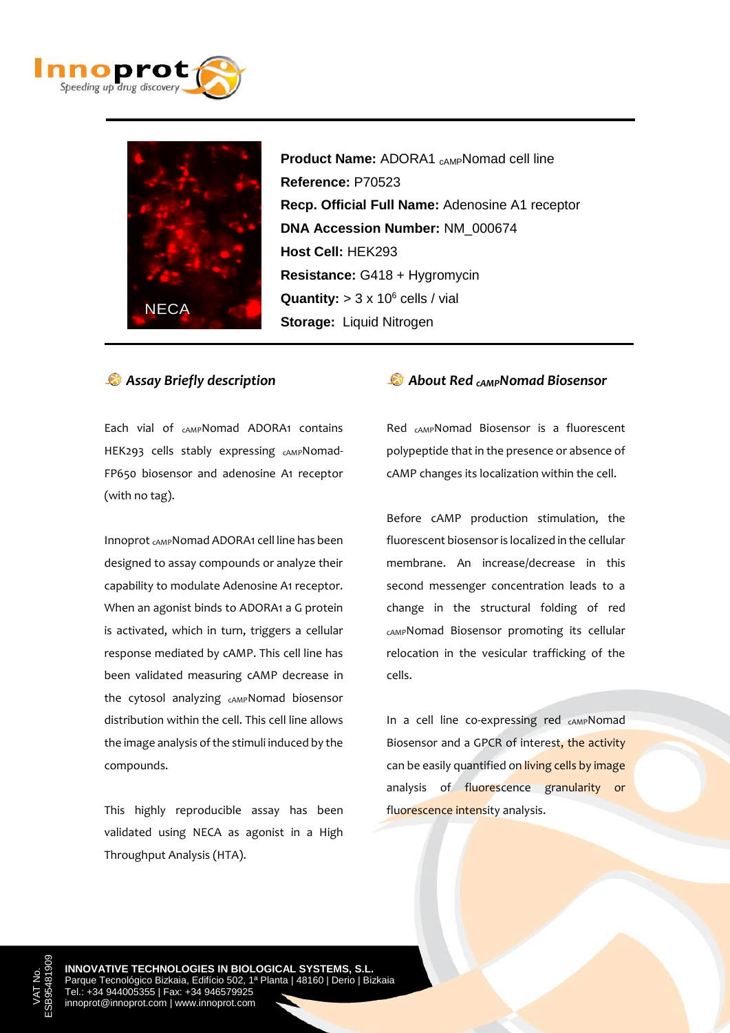**Product Name:** ADORA1 $_{cAMP}$Nomad cell line
**Reference:** P70523
**Recp. Official Full Name:** Adenosine A1 receptor
**DNA Accession Number:** NM_000674
**Host Cell:** HEK293
**Resistance:** G418 + Hygromycin
**Quantity:** > 3 x $10^6$ cells / vial
**Storage:** Liquid Nitrogen

NECA

## *Assay Briefly description*

Each vial of $_{cAMP}$Nomad ADORA1 contains HEK293 cells stably expressing $_{cAMP}$Nomad-FP650 biosensor and adenosine A1 receptor (with no tag).

Innoprot $_{cAMP}$Nomad ADORA1 cell line has been designed to assay compounds or analyze their capability to modulate Adenosine A1 receptor. When an agonist binds to ADORA1 a G protein is activated, which in turn, triggers a cellular response mediated by cAMP. This cell line has been validated measuring cAMP decrease in the cytosol analyzing $_{cAMP}$Nomad biosensor distribution within the cell. This cell line allows the image analysis of the stimuli induced by the compounds.

This highly reproducible assay has been validated using NECA as agonist in a High Throughput Analysis (HTA).

## *About Red $_{cAMP}$Nomad Biosensor*

Red $_{cAMP}$Nomad Biosensor is a fluorescent polypeptide that in the presence or absence of cAMP changes its localization within the cell.

Before cAMP production stimulation, the fluorescent biosensor is localized in the cellular membrane. An increase/decrease in this second messenger concentration leads to a change in the structural folding of red $_{cAMP}$Nomad Biosensor promoting its cellular relocation in the vesicular trafficking of the cells.

In a cell line co-expressing red $_{cAMP}$Nomad Biosensor and a GPCR of interest, the activity can be easily quantified on living cells by image analysis of fluorescence granularity or fluorescence intensity analysis.

**INNOVATIVE TECHNOLOGIES IN BIOLOGICAL SYSTEMS, S.L.**
Parque Tecnológico Bizkaia, Edificio 502, 1ª Planta | 48160 | Derio | Bizkaia
Tel.: +34 944005355 | Fax: +34 946579925
innoprot@innoprot.com | www.innoprot.com

VAT No. ESB95481909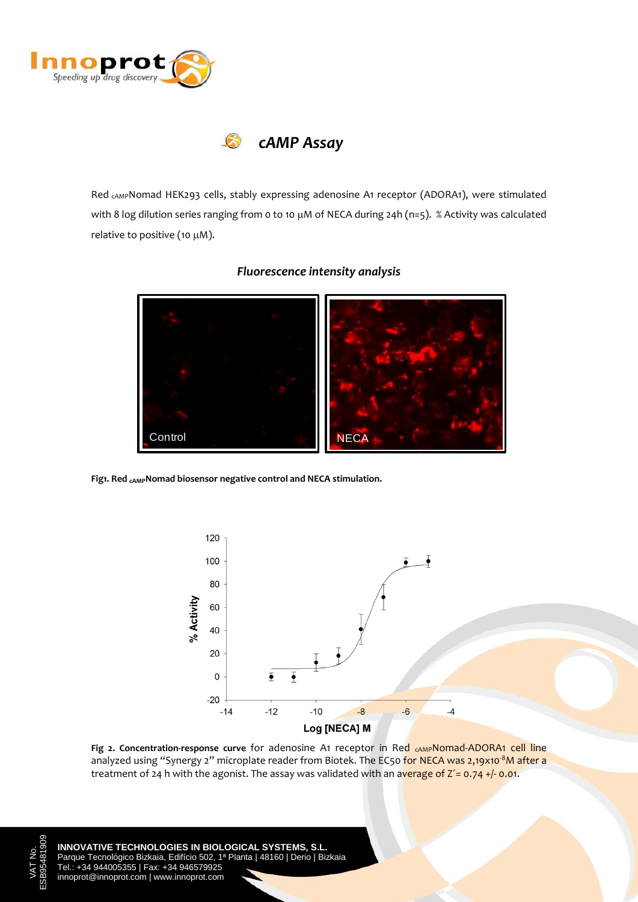## *cAMP Assay*

Red $_{cAMP}$Nomad HEK293 cells, stably expressing adenosine A1 receptor (ADORA1), were stimulated with 8 log dilution series ranging from 0 to 10 μM of NECA during 24h (n=5). % Activity was calculated relative to positive (10 μM).

### *Fluorescence intensity analysis*

Control

NECA

**Fig1. Red $_{cAMP}$Nomad biosensor negative control and NECA stimulation.**

% Activity

120
100
80
60
40
20
0
-20

-14
-12
-10
-8
-6
-4

Log [NECA] M

**Fig 2. Concentration-response curve** for adenosine A1 receptor in Red $_{cAMP}$Nomad-ADORA1 cell line analyzed using "Synergy 2" microplate reader from Biotek. The EC50 for NECA was 2,19x10$^{-8}$M after a treatment of 24 h with the agonist. The assay was validated with an average of Z´= 0.74 +/- 0.01.